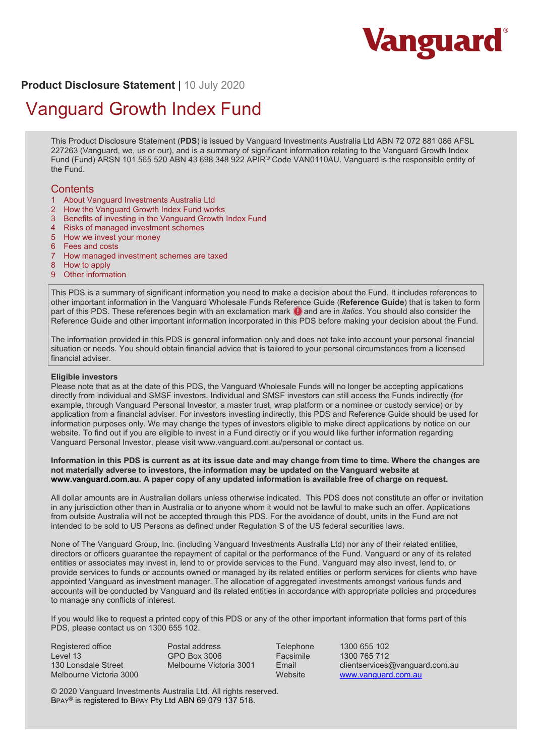Vanguard®

**Product Disclosure Statement** | 10 July 2020

# Vanguard Growth Index Fund

This Product Disclosure Statement (**PDS**) is issued by Vanguard Investments Australia Ltd ABN 72 072 881 086 AFSL 227263 (Vanguard, we, us or our), and is a summary of significant information relating to the Vanguard Growth Index Fund (Fund) ARSN 101 565 520 ABN 43 698 348 922 APIR® Code VAN0110AU. Vanguard is the responsible entity of the Fund.

## Contents

1. About Vanguard Investments Australia Ltd
2. How the Vanguard Growth Index Fund works
3. Benefits of investing in the Vanguard Growth Index Fund
4. Risks of managed investment schemes
5. How we invest your money
6. Fees and costs
7. How managed investment schemes are taxed
8. How to apply
9. Other information

This PDS is a summary of significant information you need to make a decision about the Fund. It includes references to other important information in the Vanguard Wholesale Funds Reference Guide (**Reference Guide**) that is taken to form part of this PDS. These references begin with an exclamation mark ! and are in *italics*. You should also consider the Reference Guide and other important information incorporated in this PDS before making your decision about the Fund.

The information provided in this PDS is general information only and does not take into account your personal financial situation or needs. You should obtain financial advice that is tailored to your personal circumstances from a licensed financial adviser.

**Eligible investors**

Please note that as at the date of this PDS, the Vanguard Wholesale Funds will no longer be accepting applications directly from individual and SMSF investors. Individual and SMSF investors can still access the Funds indirectly (for example, through Vanguard Personal Investor, a master trust, wrap platform or a nominee or custody service) or by application from a financial adviser. For investors investing indirectly, this PDS and Reference Guide should be used for information purposes only. We may change the types of investors eligible to make direct applications by notice on our website. To find out if you are eligible to invest in a Fund directly or if you would like further information regarding Vanguard Personal Investor, please visit www.vanguard.com.au/personal or contact us.

**Information in this PDS is current as at its issue date and may change from time to time. Where the changes are not materially adverse to investors, the information may be updated on the Vanguard website at www.vanguard.com.au. A paper copy of any updated information is available free of charge on request.**

All dollar amounts are in Australian dollars unless otherwise indicated. This PDS does not constitute an offer or invitation in any jurisdiction other than in Australia or to anyone whom it would not be lawful to make such an offer. Applications from outside Australia will not be accepted through this PDS. For the avoidance of doubt, units in the Fund are not intended to be sold to US Persons as defined under Regulation S of the US federal securities laws.

None of The Vanguard Group, Inc. (including Vanguard Investments Australia Ltd) nor any of their related entities, directors or officers guarantee the repayment of capital or the performance of the Fund. Vanguard or any of its related entities or associates may invest in, lend to or provide services to the Fund. Vanguard may also invest, lend to, or provide services to funds or accounts owned or managed by its related entities or perform services for clients who have appointed Vanguard as investment manager. The allocation of aggregated investments amongst various funds and accounts will be conducted by Vanguard and its related entities in accordance with appropriate policies and procedures to manage any conflicts of interest.

If you would like to request a printed copy of this PDS or any of the other important information that forms part of this PDS, please contact us on 1300 655 102.

Registered office
Level 13
130 Lonsdale Street
Melbourne Victoria 3000

Postal address
GPO Box 3006
Melbourne Victoria 3001

| | |
|---|---|
| Telephone | 1300 655 102 |
| Facsimile | 1300 765 712 |
| Email | clientservices@vanguard.com.au |
| Website | www.vanguard.com.au |

© 2020 Vanguard Investments Australia Ltd. All rights reserved.
BPAY® is registered to BPAY Pty Ltd ABN 69 079 137 518.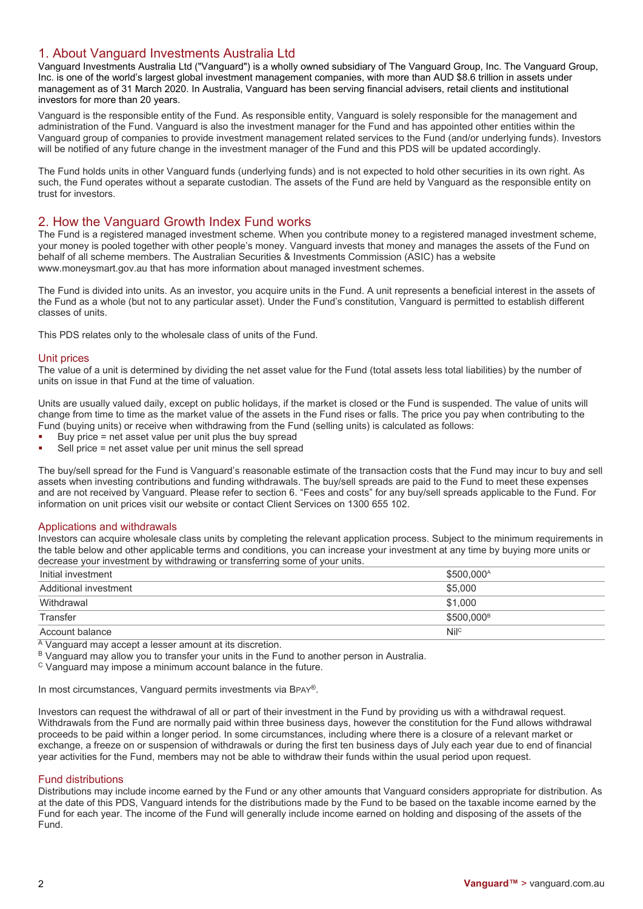## 1. About Vanguard Investments Australia Ltd

Vanguard Investments Australia Ltd ("Vanguard") is a wholly owned subsidiary of The Vanguard Group, Inc. The Vanguard Group, Inc. is one of the world's largest global investment management companies, with more than AUD $8.6 trillion in assets under management as of 31 March 2020. In Australia, Vanguard has been serving financial advisers, retail clients and institutional investors for more than 20 years.

Vanguard is the responsible entity of the Fund. As responsible entity, Vanguard is solely responsible for the management and administration of the Fund. Vanguard is also the investment manager for the Fund and has appointed other entities within the Vanguard group of companies to provide investment management related services to the Fund (and/or underlying funds). Investors will be notified of any future change in the investment manager of the Fund and this PDS will be updated accordingly.

The Fund holds units in other Vanguard funds (underlying funds) and is not expected to hold other securities in its own right. As such, the Fund operates without a separate custodian. The assets of the Fund are held by Vanguard as the responsible entity on trust for investors.

## 2. How the Vanguard Growth Index Fund works

The Fund is a registered managed investment scheme. When you contribute money to a registered managed investment scheme, your money is pooled together with other people's money. Vanguard invests that money and manages the assets of the Fund on behalf of all scheme members. The Australian Securities & Investments Commission (ASIC) has a website www.moneysmart.gov.au that has more information about managed investment schemes.

The Fund is divided into units. As an investor, you acquire units in the Fund. A unit represents a beneficial interest in the assets of the Fund as a whole (but not to any particular asset). Under the Fund's constitution, Vanguard is permitted to establish different classes of units.

This PDS relates only to the wholesale class of units of the Fund.

### Unit prices

The value of a unit is determined by dividing the net asset value for the Fund (total assets less total liabilities) by the number of units on issue in that Fund at the time of valuation.

Units are usually valued daily, except on public holidays, if the market is closed or the Fund is suspended. The value of units will change from time to time as the market value of the assets in the Fund rises or falls. The price you pay when contributing to the Fund (buying units) or receive when withdrawing from the Fund (selling units) is calculated as follows:

- Buy price = net asset value per unit plus the buy spread
- Sell price = net asset value per unit minus the sell spread

The buy/sell spread for the Fund is Vanguard's reasonable estimate of the transaction costs that the Fund may incur to buy and sell assets when investing contributions and funding withdrawals. The buy/sell spreads are paid to the Fund to meet these expenses and are not received by Vanguard. Please refer to section 6. "Fees and costs" for any buy/sell spreads applicable to the Fund. For information on unit prices visit our website or contact Client Services on 1300 655 102.

### Applications and withdrawals

Investors can acquire wholesale class units by completing the relevant application process. Subject to the minimum requirements in the table below and other applicable terms and conditions, you can increase your investment at any time by buying more units or decrease your investment by withdrawing or transferring some of your units.

| | |
|---|---|
| Initial investment | $500,000[A] |
| Additional investment | $5,000 |
| Withdrawal | $1,000 |
| Transfer | $500,000[B] |
| Account balance | Nil[C] |

[A] Vanguard may accept a lesser amount at its discretion.
[B] Vanguard may allow you to transfer your units in the Fund to another person in Australia.
[C] Vanguard may impose a minimum account balance in the future.

In most circumstances, Vanguard permits investments via BPAY®.

Investors can request the withdrawal of all or part of their investment in the Fund by providing us with a withdrawal request. Withdrawals from the Fund are normally paid within three business days, however the constitution for the Fund allows withdrawal proceeds to be paid within a longer period. In some circumstances, including where there is a closure of a relevant market or exchange, a freeze on or suspension of withdrawals or during the first ten business days of July each year due to end of financial year activities for the Fund, members may not be able to withdraw their funds within the usual period upon request.

### Fund distributions

Distributions may include income earned by the Fund or any other amounts that Vanguard considers appropriate for distribution. As at the date of this PDS, Vanguard intends for the distributions made by the Fund to be based on the taxable income earned by the Fund for each year. The income of the Fund will generally include income earned on holding and disposing of the assets of the Fund.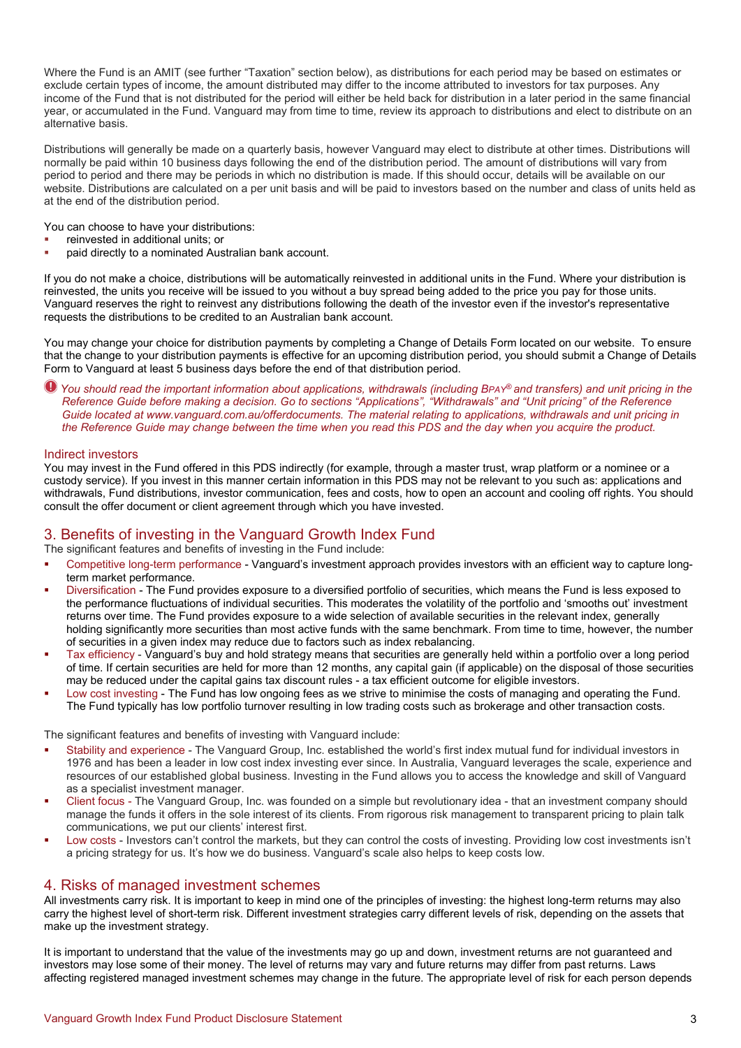Where the Fund is an AMIT (see further "Taxation" section below), as distributions for each period may be based on estimates or exclude certain types of income, the amount distributed may differ to the income attributed to investors for tax purposes. Any income of the Fund that is not distributed for the period will either be held back for distribution in a later period in the same financial year, or accumulated in the Fund. Vanguard may from time to time, review its approach to distributions and elect to distribute on an alternative basis.

Distributions will generally be made on a quarterly basis, however Vanguard may elect to distribute at other times. Distributions will normally be paid within 10 business days following the end of the distribution period. The amount of distributions will vary from period to period and there may be periods in which no distribution is made. If this should occur, details will be available on our website. Distributions are calculated on a per unit basis and will be paid to investors based on the number and class of units held as at the end of the distribution period.

You can choose to have your distributions:

- reinvested in additional units; or
- paid directly to a nominated Australian bank account.

If you do not make a choice, distributions will be automatically reinvested in additional units in the Fund. Where your distribution is reinvested, the units you receive will be issued to you without a buy spread being added to the price you pay for those units. Vanguard reserves the right to reinvest any distributions following the death of the investor even if the investor's representative requests the distributions to be credited to an Australian bank account.

You may change your choice for distribution payments by completing a Change of Details Form located on our website. To ensure that the change to your distribution payments is effective for an upcoming distribution period, you should submit a Change of Details Form to Vanguard at least 5 business days before the end of that distribution period.

*You should read the important information about applications, withdrawals (including BPAY® and transfers) and unit pricing in the Reference Guide before making a decision. Go to sections "Applications", "Withdrawals" and "Unit pricing" of the Reference Guide located at www.vanguard.com.au/offerdocuments. The material relating to applications, withdrawals and unit pricing in the Reference Guide may change between the time when you read this PDS and the day when you acquire the product.*

### Indirect investors

You may invest in the Fund offered in this PDS indirectly (for example, through a master trust, wrap platform or a nominee or a custody service). If you invest in this manner certain information in this PDS may not be relevant to you such as: applications and withdrawals, Fund distributions, investor communication, fees and costs, how to open an account and cooling off rights. You should consult the offer document or client agreement through which you have invested.

## 3. Benefits of investing in the Vanguard Growth Index Fund

The significant features and benefits of investing in the Fund include:

- Competitive long-term performance - Vanguard's investment approach provides investors with an efficient way to capture long-term market performance.
- Diversification - The Fund provides exposure to a diversified portfolio of securities, which means the Fund is less exposed to the performance fluctuations of individual securities. This moderates the volatility of the portfolio and 'smooths out' investment returns over time. The Fund provides exposure to a wide selection of available securities in the relevant index, generally holding significantly more securities than most active funds with the same benchmark. From time to time, however, the number of securities in a given index may reduce due to factors such as index rebalancing.
- Tax efficiency - Vanguard's buy and hold strategy means that securities are generally held within a portfolio over a long period of time. If certain securities are held for more than 12 months, any capital gain (if applicable) on the disposal of those securities may be reduced under the capital gains tax discount rules - a tax efficient outcome for eligible investors.
- Low cost investing - The Fund has low ongoing fees as we strive to minimise the costs of managing and operating the Fund. The Fund typically has low portfolio turnover resulting in low trading costs such as brokerage and other transaction costs.

The significant features and benefits of investing with Vanguard include:

- Stability and experience - The Vanguard Group, Inc. established the world's first index mutual fund for individual investors in 1976 and has been a leader in low cost index investing ever since. In Australia, Vanguard leverages the scale, experience and resources of our established global business. Investing in the Fund allows you to access the knowledge and skill of Vanguard as a specialist investment manager.
- Client focus - The Vanguard Group, Inc. was founded on a simple but revolutionary idea - that an investment company should manage the funds it offers in the sole interest of its clients. From rigorous risk management to transparent pricing to plain talk communications, we put our clients' interest first.
- Low costs - Investors can't control the markets, but they can control the costs of investing. Providing low cost investments isn't a pricing strategy for us. It's how we do business. Vanguard's scale also helps to keep costs low.

## 4. Risks of managed investment schemes

All investments carry risk. It is important to keep in mind one of the principles of investing: the highest long-term returns may also carry the highest level of short-term risk. Different investment strategies carry different levels of risk, depending on the assets that make up the investment strategy.

It is important to understand that the value of the investments may go up and down, investment returns are not guaranteed and investors may lose some of their money. The level of returns may vary and future returns may differ from past returns. Laws affecting registered managed investment schemes may change in the future. The appropriate level of risk for each person depends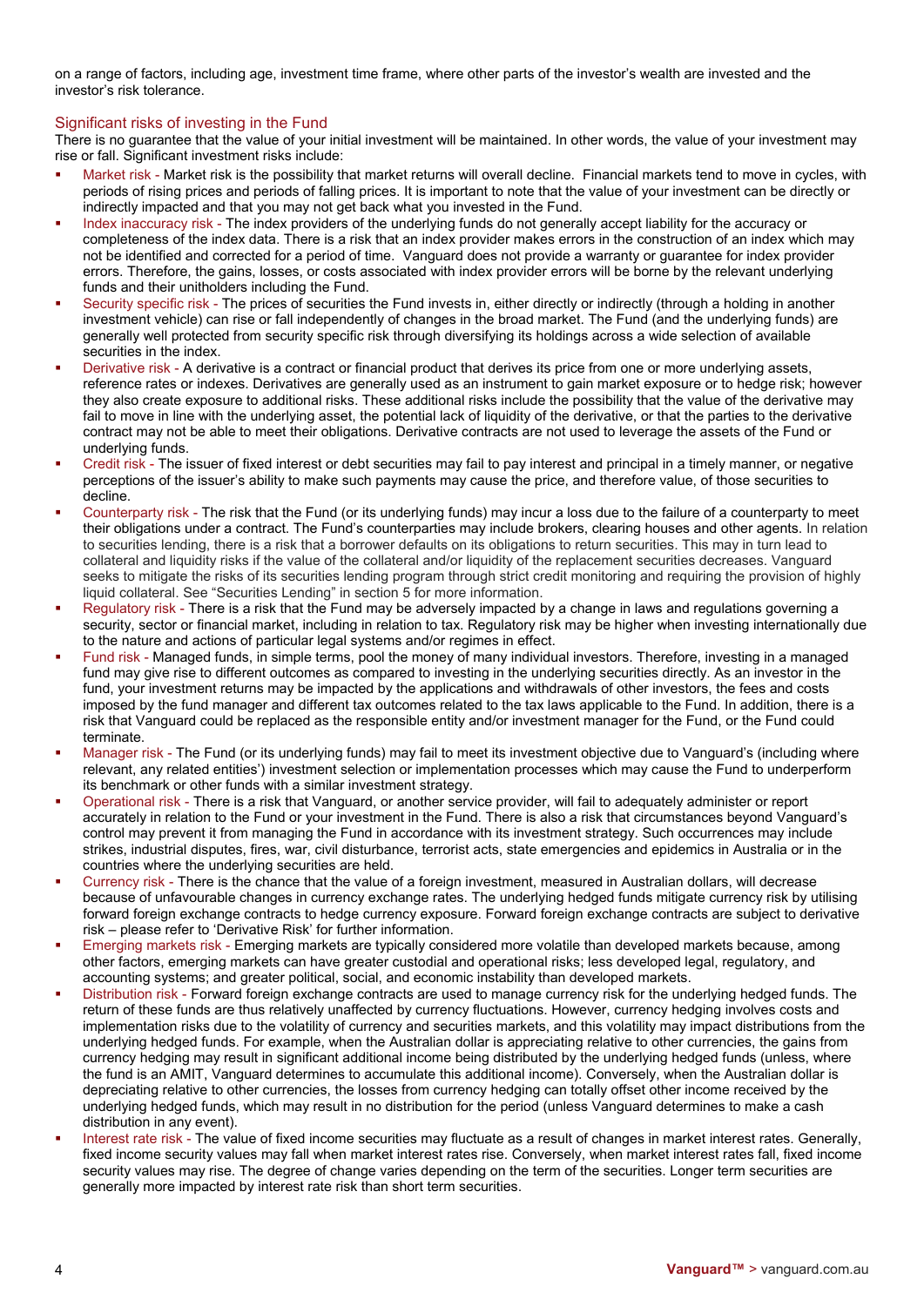on a range of factors, including age, investment time frame, where other parts of the investor's wealth are invested and the investor's risk tolerance.

## Significant risks of investing in the Fund

There is no guarantee that the value of your initial investment will be maintained. In other words, the value of your investment may rise or fall. Significant investment risks include:

- Market risk - Market risk is the possibility that market returns will overall decline. Financial markets tend to move in cycles, with periods of rising prices and periods of falling prices. It is important to note that the value of your investment can be directly or indirectly impacted and that you may not get back what you invested in the Fund.
- Index inaccuracy risk - The index providers of the underlying funds do not generally accept liability for the accuracy or completeness of the index data. There is a risk that an index provider makes errors in the construction of an index which may not be identified and corrected for a period of time. Vanguard does not provide a warranty or guarantee for index provider errors. Therefore, the gains, losses, or costs associated with index provider errors will be borne by the relevant underlying funds and their unitholders including the Fund.
- Security specific risk - The prices of securities the Fund invests in, either directly or indirectly (through a holding in another investment vehicle) can rise or fall independently of changes in the broad market. The Fund (and the underlying funds) are generally well protected from security specific risk through diversifying its holdings across a wide selection of available securities in the index.
- Derivative risk - A derivative is a contract or financial product that derives its price from one or more underlying assets, reference rates or indexes. Derivatives are generally used as an instrument to gain market exposure or to hedge risk; however they also create exposure to additional risks. These additional risks include the possibility that the value of the derivative may fail to move in line with the underlying asset, the potential lack of liquidity of the derivative, or that the parties to the derivative contract may not be able to meet their obligations. Derivative contracts are not used to leverage the assets of the Fund or underlying funds.
- Credit risk - The issuer of fixed interest or debt securities may fail to pay interest and principal in a timely manner, or negative perceptions of the issuer's ability to make such payments may cause the price, and therefore value, of those securities to decline.
- Counterparty risk - The risk that the Fund (or its underlying funds) may incur a loss due to the failure of a counterparty to meet their obligations under a contract. The Fund's counterparties may include brokers, clearing houses and other agents. In relation to securities lending, there is a risk that a borrower defaults on its obligations to return securities. This may in turn lead to collateral and liquidity risks if the value of the collateral and/or liquidity of the replacement securities decreases. Vanguard seeks to mitigate the risks of its securities lending program through strict credit monitoring and requiring the provision of highly liquid collateral. See "Securities Lending" in section 5 for more information.
- Regulatory risk - There is a risk that the Fund may be adversely impacted by a change in laws and regulations governing a security, sector or financial market, including in relation to tax. Regulatory risk may be higher when investing internationally due to the nature and actions of particular legal systems and/or regimes in effect.
- Fund risk - Managed funds, in simple terms, pool the money of many individual investors. Therefore, investing in a managed fund may give rise to different outcomes as compared to investing in the underlying securities directly. As an investor in the fund, your investment returns may be impacted by the applications and withdrawals of other investors, the fees and costs imposed by the fund manager and different tax outcomes related to the tax laws applicable to the Fund. In addition, there is a risk that Vanguard could be replaced as the responsible entity and/or investment manager for the Fund, or the Fund could terminate.
- Manager risk - The Fund (or its underlying funds) may fail to meet its investment objective due to Vanguard's (including where relevant, any related entities') investment selection or implementation processes which may cause the Fund to underperform its benchmark or other funds with a similar investment strategy.
- Operational risk - There is a risk that Vanguard, or another service provider, will fail to adequately administer or report accurately in relation to the Fund or your investment in the Fund. There is also a risk that circumstances beyond Vanguard's control may prevent it from managing the Fund in accordance with its investment strategy. Such occurrences may include strikes, industrial disputes, fires, war, civil disturbance, terrorist acts, state emergencies and epidemics in Australia or in the countries where the underlying securities are held.
- Currency risk - There is the chance that the value of a foreign investment, measured in Australian dollars, will decrease because of unfavourable changes in currency exchange rates. The underlying hedged funds mitigate currency risk by utilising forward foreign exchange contracts to hedge currency exposure. Forward foreign exchange contracts are subject to derivative risk – please refer to 'Derivative Risk' for further information.
- Emerging markets risk - Emerging markets are typically considered more volatile than developed markets because, among other factors, emerging markets can have greater custodial and operational risks; less developed legal, regulatory, and accounting systems; and greater political, social, and economic instability than developed markets.
- Distribution risk - Forward foreign exchange contracts are used to manage currency risk for the underlying hedged funds. The return of these funds are thus relatively unaffected by currency fluctuations. However, currency hedging involves costs and implementation risks due to the volatility of currency and securities markets, and this volatility may impact distributions from the underlying hedged funds. For example, when the Australian dollar is appreciating relative to other currencies, the gains from currency hedging may result in significant additional income being distributed by the underlying hedged funds (unless, where the fund is an AMIT, Vanguard determines to accumulate this additional income). Conversely, when the Australian dollar is depreciating relative to other currencies, the losses from currency hedging can totally offset other income received by the underlying hedged funds, which may result in no distribution for the period (unless Vanguard determines to make a cash distribution in any event).
- Interest rate risk - The value of fixed income securities may fluctuate as a result of changes in market interest rates. Generally, fixed income security values may fall when market interest rates rise. Conversely, when market interest rates fall, fixed income security values may rise. The degree of change varies depending on the term of the securities. Longer term securities are generally more impacted by interest rate risk than short term securities.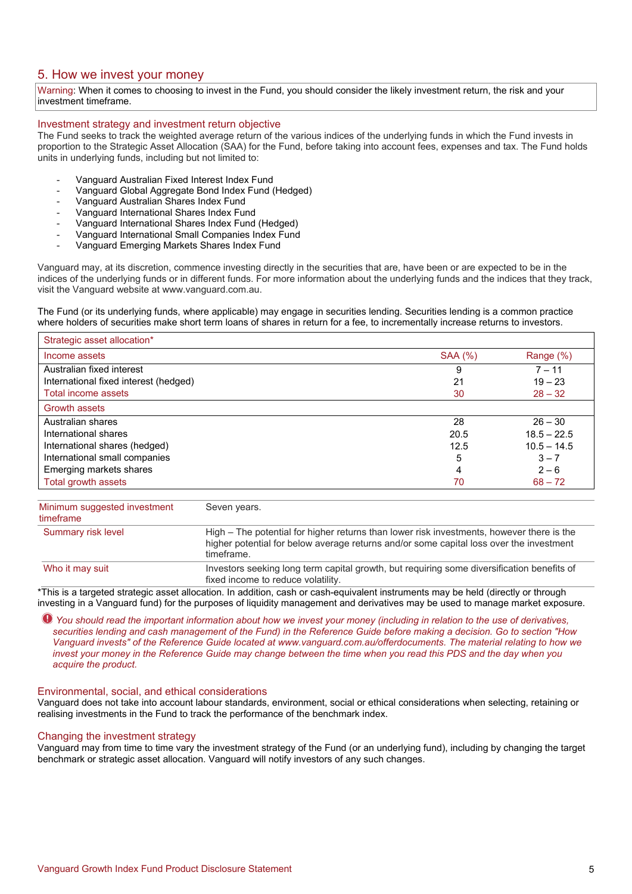## 5. How we invest your money

Warning: When it comes to choosing to invest in the Fund, you should consider the likely investment return, the risk and your investment timeframe.

### Investment strategy and investment return objective

The Fund seeks to track the weighted average return of the various indices of the underlying funds in which the Fund invests in proportion to the Strategic Asset Allocation (SAA) for the Fund, before taking into account fees, expenses and tax. The Fund holds units in underlying funds, including but not limited to:

- Vanguard Australian Fixed Interest Index Fund
- Vanguard Global Aggregate Bond Index Fund (Hedged)
- Vanguard Australian Shares Index Fund
- Vanguard International Shares Index Fund
- Vanguard International Shares Index Fund (Hedged)
- Vanguard International Small Companies Index Fund
- Vanguard Emerging Markets Shares Index Fund

Vanguard may, at its discretion, commence investing directly in the securities that are, have been or are expected to be in the indices of the underlying funds or in different funds. For more information about the underlying funds and the indices that they track, visit the Vanguard website at www.vanguard.com.au.

The Fund (or its underlying funds, where applicable) may engage in securities lending. Securities lending is a common practice where holders of securities make short term loans of shares in return for a fee, to incrementally increase returns to investors.

| Strategic asset allocation* | | |
|---|---|---|
| Income assets | SAA (%) | Range (%) |
| Australian fixed interest | 9 | 7 – 11 |
| International fixed interest (hedged) | 21 | 19 – 23 |
| Total income assets | 30 | 28 – 32 |
| Growth assets | | |
| Australian shares | 28 | 26 – 30 |
| International shares | 20.5 | 18.5 – 22.5 |
| International shares (hedged) | 12.5 | 10.5 – 14.5 |
| International small companies | 5 | 3 – 7 |
| Emerging markets shares | 4 | 2 – 6 |
| Total growth assets | 70 | 68 – 72 |

| | |
|---|---|
| Minimum suggested investment timeframe | Seven years. |
| Summary risk level | High – The potential for higher returns than lower risk investments, however there is the higher potential for below average returns and/or some capital loss over the investment timeframe. |
| Who it may suit | Investors seeking long term capital growth, but requiring some diversification benefits of fixed income to reduce volatility. |

*This is a targeted strategic asset allocation. In addition, cash or cash-equivalent instruments may be held (directly or through investing in a Vanguard fund) for the purposes of liquidity management and derivatives may be used to manage market exposure.

*You should read the important information about how we invest your money (including in relation to the use of derivatives, securities lending and cash management of the Fund) in the Reference Guide before making a decision. Go to section "How Vanguard invests" of the Reference Guide located at www.vanguard.com.au/offerdocuments. The material relating to how we invest your money in the Reference Guide may change between the time when you read this PDS and the day when you acquire the product.*

### Environmental, social, and ethical considerations

Vanguard does not take into account labour standards, environment, social or ethical considerations when selecting, retaining or realising investments in the Fund to track the performance of the benchmark index.

### Changing the investment strategy

Vanguard may from time to time vary the investment strategy of the Fund (or an underlying fund), including by changing the target benchmark or strategic asset allocation. Vanguard will notify investors of any such changes.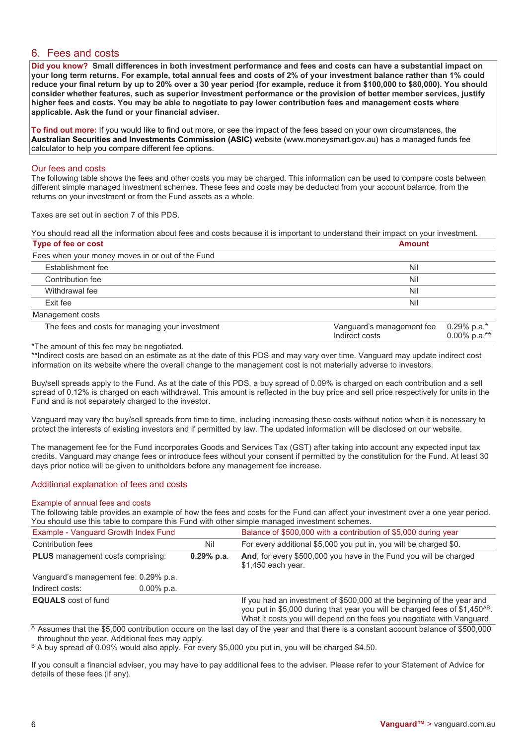## 6. Fees and costs

**Did you know? Small differences in both investment performance and fees and costs can have a substantial impact on your long term returns. For example, total annual fees and costs of 2% of your investment balance rather than 1% could reduce your final return by up to 20% over a 30 year period (for example, reduce it from $100,000 to $80,000). You should consider whether features, such as superior investment performance or the provision of better member services, justify higher fees and costs. You may be able to negotiate to pay lower contribution fees and management costs where applicable. Ask the fund or your financial adviser.**

**To find out more:** If you would like to find out more, or see the impact of the fees based on your own circumstances, the **Australian Securities and Investments Commission (ASIC)** website (www.moneysmart.gov.au) has a managed funds fee calculator to help you compare different fee options.

### Our fees and costs

The following table shows the fees and other costs you may be charged. This information can be used to compare costs between different simple managed investment schemes. These fees and costs may be deducted from your account balance, from the returns on your investment or from the Fund assets as a whole.

Taxes are set out in section 7 of this PDS.

You should read all the information about fees and costs because it is important to understand their impact on your investment.

| Type of fee or cost | Amount | |
|---|---|---|
| Fees when your money moves in or out of the Fund | | |
| Establishment fee | Nil | |
| Contribution fee | Nil | |
| Withdrawal fee | Nil | |
| Exit fee | Nil | |
| Management costs | | |
| The fees and costs for managing your investment | Vanguard's management fee<br>Indirect costs | 0.29% p.a.*<br>0.00% p.a.** |

*The amount of this fee may be negotiated.
**Indirect costs are based on an estimate as at the date of this PDS and may vary over time. Vanguard may update indirect cost information on its website where the overall change to the management cost is not materially adverse to investors.

Buy/sell spreads apply to the Fund. As at the date of this PDS, a buy spread of 0.09% is charged on each contribution and a sell spread of 0.12% is charged on each withdrawal. This amount is reflected in the buy price and sell price respectively for units in the Fund and is not separately charged to the investor.

Vanguard may vary the buy/sell spreads from time to time, including increasing these costs without notice when it is necessary to protect the interests of existing investors and if permitted by law. The updated information will be disclosed on our website.

The management fee for the Fund incorporates Goods and Services Tax (GST) after taking into account any expected input tax credits. Vanguard may change fees or introduce fees without your consent if permitted by the constitution for the Fund. At least 30 days prior notice will be given to unitholders before any management fee increase.

### Additional explanation of fees and costs

#### Example of annual fees and costs

The following table provides an example of how the fees and costs for the Fund can affect your investment over a one year period. You should use this table to compare this Fund with other simple managed investment schemes.

| Example - Vanguard Growth Index Fund | | Balance of $500,000 with a contribution of $5,000 during year |
|---|---|---|
| Contribution fees | Nil | For every additional $5,000 you put in, you will be charged $0. |
| **PLUS** management costs comprising:<br>Vanguard's management fee: 0.29% p.a.<br>Indirect costs: 0.00% p.a. | **0.29% p.a.** | **And**, for every $500,000 you have in the Fund you will be charged $1,450 each year. |
| **EQUALS** cost of fund | | If you had an investment of $500,000 at the beginning of the year and you put in $5,000 during that year you will be charged fees of $1,450[AB].<br>What it costs you will depend on the fees you negotiate with Vanguard. |

[A] Assumes that the $5,000 contribution occurs on the last day of the year and that there is a constant account balance of $500,000 throughout the year. Additional fees may apply.
[B] A buy spread of 0.09% would also apply. For every $5,000 you put in, you will be charged $4.50.

If you consult a financial adviser, you may have to pay additional fees to the adviser. Please refer to your Statement of Advice for details of these fees (if any).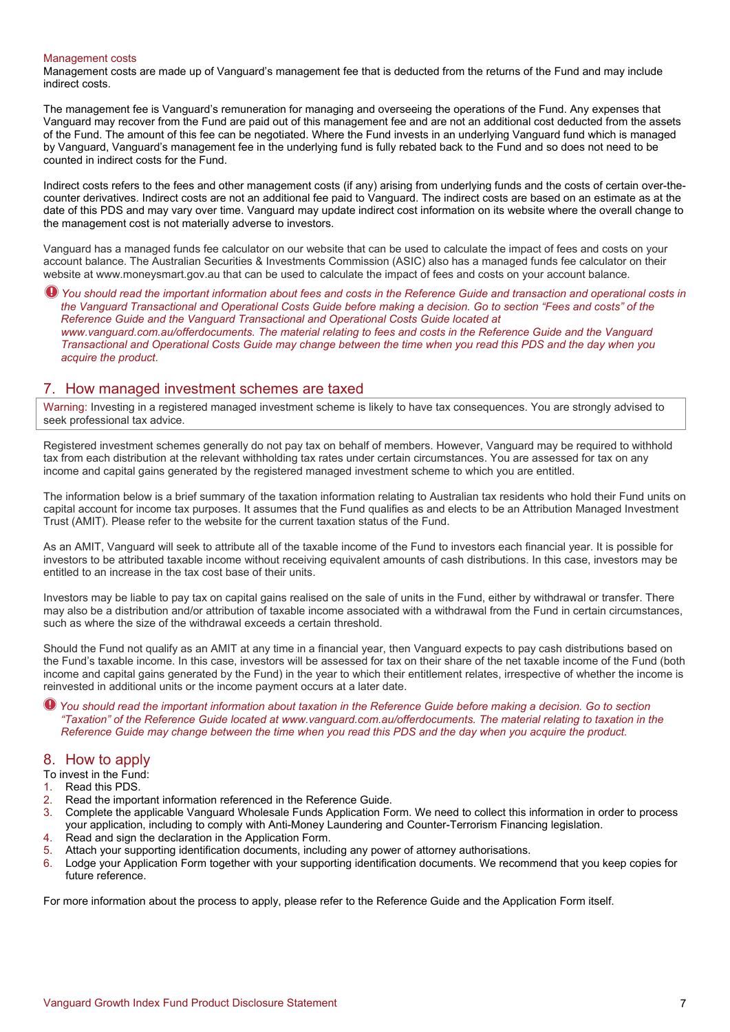### Management costs

Management costs are made up of Vanguard's management fee that is deducted from the returns of the Fund and may include indirect costs.

The management fee is Vanguard's remuneration for managing and overseeing the operations of the Fund. Any expenses that Vanguard may recover from the Fund are paid out of this management fee and are not an additional cost deducted from the assets of the Fund. The amount of this fee can be negotiated. Where the Fund invests in an underlying Vanguard fund which is managed by Vanguard, Vanguard's management fee in the underlying fund is fully rebated back to the Fund and so does not need to be counted in indirect costs for the Fund.

Indirect costs refers to the fees and other management costs (if any) arising from underlying funds and the costs of certain over-the-counter derivatives. Indirect costs are not an additional fee paid to Vanguard. The indirect costs are based on an estimate as at the date of this PDS and may vary over time. Vanguard may update indirect cost information on its website where the overall change to the management cost is not materially adverse to investors.

Vanguard has a managed funds fee calculator on our website that can be used to calculate the impact of fees and costs on your account balance. The Australian Securities & Investments Commission (ASIC) also has a managed funds fee calculator on their website at www.moneysmart.gov.au that can be used to calculate the impact of fees and costs on your account balance.

*You should read the important information about fees and costs in the Reference Guide and transaction and operational costs in the Vanguard Transactional and Operational Costs Guide before making a decision. Go to section "Fees and costs" of the Reference Guide and the Vanguard Transactional and Operational Costs Guide located at www.vanguard.com.au/offerdocuments. The material relating to fees and costs in the Reference Guide and the Vanguard Transactional and Operational Costs Guide may change between the time when you read this PDS and the day when you acquire the product.*

## 7. How managed investment schemes are taxed

> Warning: Investing in a registered managed investment scheme is likely to have tax consequences. You are strongly advised to seek professional tax advice.

Registered investment schemes generally do not pay tax on behalf of members. However, Vanguard may be required to withhold tax from each distribution at the relevant withholding tax rates under certain circumstances. You are assessed for tax on any income and capital gains generated by the registered managed investment scheme to which you are entitled.

The information below is a brief summary of the taxation information relating to Australian tax residents who hold their Fund units on capital account for income tax purposes. It assumes that the Fund qualifies as and elects to be an Attribution Managed Investment Trust (AMIT). Please refer to the website for the current taxation status of the Fund.

As an AMIT, Vanguard will seek to attribute all of the taxable income of the Fund to investors each financial year. It is possible for investors to be attributed taxable income without receiving equivalent amounts of cash distributions. In this case, investors may be entitled to an increase in the tax cost base of their units.

Investors may be liable to pay tax on capital gains realised on the sale of units in the Fund, either by withdrawal or transfer. There may also be a distribution and/or attribution of taxable income associated with a withdrawal from the Fund in certain circumstances, such as where the size of the withdrawal exceeds a certain threshold.

Should the Fund not qualify as an AMIT at any time in a financial year, then Vanguard expects to pay cash distributions based on the Fund's taxable income. In this case, investors will be assessed for tax on their share of the net taxable income of the Fund (both income and capital gains generated by the Fund) in the year to which their entitlement relates, irrespective of whether the income is reinvested in additional units or the income payment occurs at a later date.

*You should read the important information about taxation in the Reference Guide before making a decision. Go to section "Taxation" of the Reference Guide located at www.vanguard.com.au/offerdocuments. The material relating to taxation in the Reference Guide may change between the time when you read this PDS and the day when you acquire the product.*

## 8. How to apply

To invest in the Fund:

1. Read this PDS.
2. Read the important information referenced in the Reference Guide.
3. Complete the applicable Vanguard Wholesale Funds Application Form. We need to collect this information in order to process your application, including to comply with Anti-Money Laundering and Counter-Terrorism Financing legislation.
4. Read and sign the declaration in the Application Form.
5. Attach your supporting identification documents, including any power of attorney authorisations.
6. Lodge your Application Form together with your supporting identification documents. We recommend that you keep copies for future reference.

For more information about the process to apply, please refer to the Reference Guide and the Application Form itself.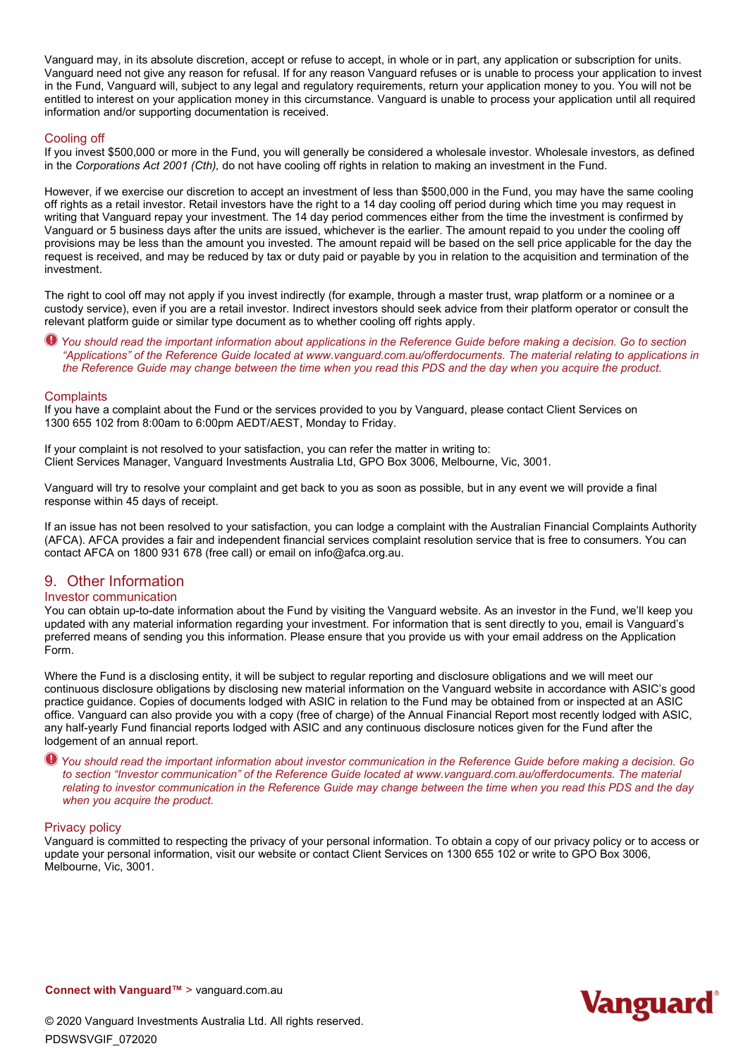Vanguard may, in its absolute discretion, accept or refuse to accept, in whole or in part, any application or subscription for units. Vanguard need not give any reason for refusal. If for any reason Vanguard refuses or is unable to process your application to invest in the Fund, Vanguard will, subject to any legal and regulatory requirements, return your application money to you. You will not be entitled to interest on your application money in this circumstance. Vanguard is unable to process your application until all required information and/or supporting documentation is received.

### Cooling off

If you invest $500,000 or more in the Fund, you will generally be considered a wholesale investor. Wholesale investors, as defined in the *Corporations Act 2001 (Cth),* do not have cooling off rights in relation to making an investment in the Fund.

However, if we exercise our discretion to accept an investment of less than $500,000 in the Fund, you may have the same cooling off rights as a retail investor. Retail investors have the right to a 14 day cooling off period during which time you may request in writing that Vanguard repay your investment. The 14 day period commences either from the time the investment is confirmed by Vanguard or 5 business days after the units are issued, whichever is the earlier. The amount repaid to you under the cooling off provisions may be less than the amount you invested. The amount repaid will be based on the sell price applicable for the day the request is received, and may be reduced by tax or duty paid or payable by you in relation to the acquisition and termination of the investment.

The right to cool off may not apply if you invest indirectly (for example, through a master trust, wrap platform or a nominee or a custody service), even if you are a retail investor. Indirect investors should seek advice from their platform operator or consult the relevant platform guide or similar type document as to whether cooling off rights apply.

*You should read the important information about applications in the Reference Guide before making a decision. Go to section "Applications" of the Reference Guide located at www.vanguard.com.au/offerdocuments. The material relating to applications in the Reference Guide may change between the time when you read this PDS and the day when you acquire the product.*

### Complaints

If you have a complaint about the Fund or the services provided to you by Vanguard, please contact Client Services on 1300 655 102 from 8:00am to 6:00pm AEDT/AEST, Monday to Friday.

If your complaint is not resolved to your satisfaction, you can refer the matter in writing to:
Client Services Manager, Vanguard Investments Australia Ltd, GPO Box 3006, Melbourne, Vic, 3001.

Vanguard will try to resolve your complaint and get back to you as soon as possible, but in any event we will provide a final response within 45 days of receipt.

If an issue has not been resolved to your satisfaction, you can lodge a complaint with the Australian Financial Complaints Authority (AFCA). AFCA provides a fair and independent financial services complaint resolution service that is free to consumers. You can contact AFCA on 1800 931 678 (free call) or email on info@afca.org.au.

## 9. Other Information

### Investor communication

You can obtain up-to-date information about the Fund by visiting the Vanguard website. As an investor in the Fund, we'll keep you updated with any material information regarding your investment. For information that is sent directly to you, email is Vanguard's preferred means of sending you this information. Please ensure that you provide us with your email address on the Application Form.

Where the Fund is a disclosing entity, it will be subject to regular reporting and disclosure obligations and we will meet our continuous disclosure obligations by disclosing new material information on the Vanguard website in accordance with ASIC's good practice guidance. Copies of documents lodged with ASIC in relation to the Fund may be obtained from or inspected at an ASIC office. Vanguard can also provide you with a copy (free of charge) of the Annual Financial Report most recently lodged with ASIC, any half-yearly Fund financial reports lodged with ASIC and any continuous disclosure notices given for the Fund after the lodgement of an annual report.

*You should read the important information about investor communication in the Reference Guide before making a decision. Go to section "Investor communication" of the Reference Guide located at www.vanguard.com.au/offerdocuments. The material relating to investor communication in the Reference Guide may change between the time when you read this PDS and the day when you acquire the product.*

### Privacy policy

Vanguard is committed to respecting the privacy of your personal information. To obtain a copy of our privacy policy or to access or update your personal information, visit our website or contact Client Services on 1300 655 102 or write to GPO Box 3006, Melbourne, Vic, 3001.

**Connect with Vanguard™** > vanguard.com.au

© 2020 Vanguard Investments Australia Ltd. All rights reserved.

PDSWSVGIF_072020